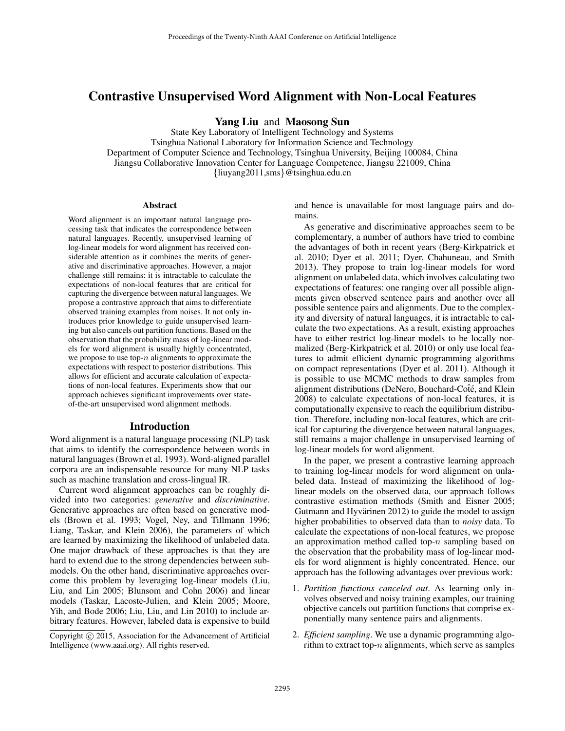# Contrastive Unsupervised Word Alignment with Non-Local Features

**Yang Liu** and **Maosong Sun**

State Key Laboratory of Intelligent Technology and Systems
Tsinghua National Laboratory for Information Science and Technology
Department of Computer Science and Technology, Tsinghua University, Beijing 100084, China
Jiangsu Collaborative Innovation Center for Language Competence, Jiangsu 221009, China
{liuyang2011,sms}@tsinghua.edu.cn

## Abstract

Word alignment is an important natural language processing task that indicates the correspondence between natural languages. Recently, unsupervised learning of log-linear models for word alignment has received considerable attention as it combines the merits of generative and discriminative approaches. However, a major challenge still remains: it is intractable to calculate the expectations of non-local features that are critical for capturing the divergence between natural languages. We propose a contrastive approach that aims to differentiate observed training examples from noises. It not only introduces prior knowledge to guide unsupervised learning but also cancels out partition functions. Based on the observation that the probability mass of log-linear models for word alignment is usually highly concentrated, we propose to use top-$n$ alignments to approximate the expectations with respect to posterior distributions. This allows for efficient and accurate calculation of expectations of non-local features. Experiments show that our approach achieves significant improvements over state-of-the-art unsupervised word alignment methods.

## Introduction

Word alignment is a natural language processing (NLP) task that aims to identify the correspondence between words in natural languages (Brown et al. 1993). Word-aligned parallel corpora are an indispensable resource for many NLP tasks such as machine translation and cross-lingual IR.

Current word alignment approaches can be roughly divided into two categories: *generative* and *discriminative*. Generative approaches are often based on generative models (Brown et al. 1993; Vogel, Ney, and Tillmann 1996; Liang, Taskar, and Klein 2006), the parameters of which are learned by maximizing the likelihood of unlabeled data. One major drawback of these approaches is that they are hard to extend due to the strong dependencies between sub-models. On the other hand, discriminative approaches overcome this problem by leveraging log-linear models (Liu, Liu, and Lin 2005; Blunsom and Cohn 2006) and linear models (Taskar, Lacoste-Julien, and Klein 2005; Moore, Yih, and Bode 2006; Liu, Liu, and Lin 2010) to include arbitrary features. However, labeled data is expensive to build and hence is unavailable for most language pairs and domains.

As generative and discriminative approaches seem to be complementary, a number of authors have tried to combine the advantages of both in recent years (Berg-Kirkpatrick et al. 2010; Dyer et al. 2011; Dyer, Chahuneau, and Smith 2013). They propose to train log-linear models for word alignment on unlabeled data, which involves calculating two expectations of features: one ranging over all possible alignments given observed sentence pairs and another over all possible sentence pairs and alignments. Due to the complexity and diversity of natural languages, it is intractable to calculate the two expectations. As a result, existing approaches have to either restrict log-linear models to be locally normalized (Berg-Kirkpatrick et al. 2010) or only use local features to admit efficient dynamic programming algorithms on compact representations (Dyer et al. 2011). Although it is possible to use MCMC methods to draw samples from alignment distributions (DeNero, Bouchard-Coté, and Klein 2008) to calculate expectations of non-local features, it is computationally expensive to reach the equilibrium distribution. Therefore, including non-local features, which are critical for capturing the divergence between natural languages, still remains a major challenge in unsupervised learning of log-linear models for word alignment.

In the paper, we present a contrastive learning approach to training log-linear models for word alignment on unlabeled data. Instead of maximizing the likelihood of log-linear models on the observed data, our approach follows contrastive estimation methods (Smith and Eisner 2005; Gutmann and Hyvärinen 2012) to guide the model to assign higher probabilities to observed data than to *noisy* data. To calculate the expectations of non-local features, we propose an approximation method called top-$n$ sampling based on the observation that the probability mass of log-linear models for word alignment is highly concentrated. Hence, our approach has the following advantages over previous work:

1. *Partition functions canceled out*. As learning only involves observed and noisy training examples, our training objective cancels out partition functions that comprise exponentially many sentence pairs and alignments.
2. *Efficient sampling*. We use a dynamic programming algorithm to extract top-$n$ alignments, which serve as samples

Copyright © 2015, Association for the Advancement of Artificial Intelligence (www.aaai.org). All rights reserved.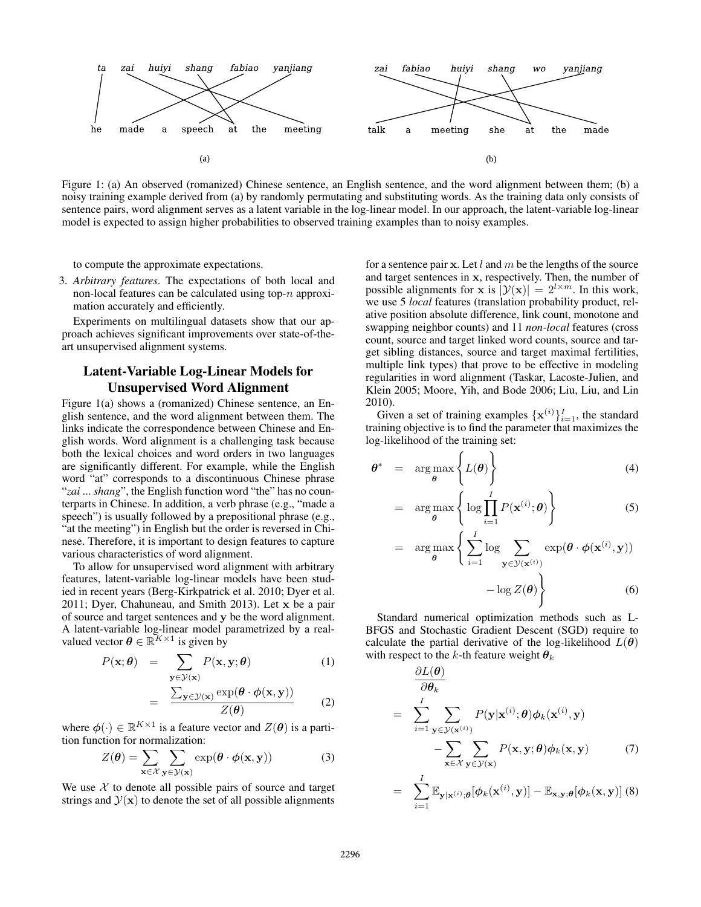Figure 1: (a) An observed (romanized) Chinese sentence, an English sentence, and the word alignment between them; (b) a noisy training example derived from (a) by randomly permutating and substituting words. As the training data only consists of sentence pairs, word alignment serves as a latent variable in the log-linear model. In our approach, the latent-variable log-linear model is expected to assign higher probabilities to observed training examples than to noisy examples.

to compute the approximate expectations.

3. *Arbitrary features*. The expectations of both local and non-local features can be calculated using top-$n$ approximation accurately and efficiently.

Experiments on multilingual datasets show that our approach achieves significant improvements over state-of-the-art unsupervised alignment systems.

## Latent-Variable Log-Linear Models for Unsupervised Word Alignment

Figure 1(a) shows a (romanized) Chinese sentence, an English sentence, and the word alignment between them. The links indicate the correspondence between Chinese and English words. Word alignment is a challenging task because both the lexical choices and word orders in two languages are significantly different. For example, while the English word "at" corresponds to a discontinuous Chinese phrase "*zai ... shang*", the English function word "the" has no counterparts in Chinese. In addition, a verb phrase (e.g., "made a speech") is usually followed by a prepositional phrase (e.g., "at the meeting") in English but the order is reversed in Chinese. Therefore, it is important to design features to capture various characteristics of word alignment.

To allow for unsupervised word alignment with arbitrary features, latent-variable log-linear models have been studied in recent years (Berg-Kirkpatrick et al. 2010; Dyer et al. 2011; Dyer, Chahuneau, and Smith 2013). Let $\mathbf{x}$ be a pair of source and target sentences and $\mathbf{y}$ be the word alignment. A latent-variable log-linear model parametrized by a real-valued vector $\boldsymbol{\theta} \in \mathbb{R}^{K \times 1}$ is given by

$$P(\mathbf{x}; \boldsymbol{\theta}) = \sum_{\mathbf{y} \in \mathcal{Y}(\mathbf{x})} P(\mathbf{x}, \mathbf{y}; \boldsymbol{\theta}) \quad (1)$$

$$= \frac{\sum_{\mathbf{y} \in \mathcal{Y}(\mathbf{x})} \exp(\boldsymbol{\theta} \cdot \boldsymbol{\phi}(\mathbf{x}, \mathbf{y}))}{Z(\boldsymbol{\theta})} \quad (2)$$

where $\boldsymbol{\phi}(\cdot) \in \mathbb{R}^{K \times 1}$ is a feature vector and $Z(\boldsymbol{\theta})$ is a partition function for normalization:

$$Z(\boldsymbol{\theta}) = \sum_{\mathbf{x} \in \mathcal{X}} \sum_{\mathbf{y} \in \mathcal{Y}(\mathbf{x})} \exp(\boldsymbol{\theta} \cdot \boldsymbol{\phi}(\mathbf{x}, \mathbf{y})) \quad (3)$$

We use $\mathcal{X}$ to denote all possible pairs of source and target strings and $\mathcal{Y}(\mathbf{x})$ to denote the set of all possible alignments for a sentence pair $\mathbf{x}$. Let $l$ and $m$ be the lengths of the source and target sentences in $\mathbf{x}$, respectively. Then, the number of possible alignments for $\mathbf{x}$ is $|\mathcal{Y}(\mathbf{x})| = 2^{l \times m}$. In this work, we use 5 *local* features (translation probability product, relative position absolute difference, link count, monotone and swapping neighbor counts) and 11 *non-local* features (cross count, source and target linked word counts, source and target sibling distances, source and target maximal fertilities, multiple link types) that prove to be effective in modeling regularities in word alignment (Taskar, Lacoste-Julien, and Klein 2005; Moore, Yih, and Bode 2006; Liu, Liu, and Lin 2010).

Given a set of training examples $\{\mathbf{x}^{(i)}\}_{i=1}^{I}$, the standard training objective is to find the parameter that maximizes the log-likelihood of the training set:

$$\boldsymbol{\theta}^* = \arg\max_{\boldsymbol{\theta}} \left\{ L(\boldsymbol{\theta}) \right\} \quad (4)$$

$$= \arg\max_{\boldsymbol{\theta}} \left\{ \log \prod_{i=1}^{I} P(\mathbf{x}^{(i)}; \boldsymbol{\theta}) \right\} \quad (5)$$

$$= \arg\max_{\boldsymbol{\theta}} \left\{ \sum_{i=1}^{I} \log \sum_{\mathbf{y} \in \mathcal{Y}(\mathbf{x}^{(i)})} \exp(\boldsymbol{\theta} \cdot \boldsymbol{\phi}(\mathbf{x}^{(i)}, \mathbf{y})) - \log Z(\boldsymbol{\theta}) \right\} \quad (6)$$

Standard numerical optimization methods such as L-BFGS and Stochastic Gradient Descent (SGD) require to calculate the partial derivative of the log-likelihood $L(\boldsymbol{\theta})$ with respect to the $k$-th feature weight $\boldsymbol{\theta}_k$

$$\frac{\partial L(\boldsymbol{\theta})}{\partial \boldsymbol{\theta}_k} = \sum_{i=1}^{I} \sum_{\mathbf{y} \in \mathcal{Y}(\mathbf{x}^{(i)})} P(\mathbf{y}|\mathbf{x}^{(i)}; \boldsymbol{\theta}) \boldsymbol{\phi}_k(\mathbf{x}^{(i)}, \mathbf{y}) - \sum_{\mathbf{x} \in \mathcal{X}} \sum_{\mathbf{y} \in \mathcal{Y}(\mathbf{x})} P(\mathbf{x}, \mathbf{y}; \boldsymbol{\theta}) \boldsymbol{\phi}_k(\mathbf{x}, \mathbf{y}) \quad (7)$$

$$= \sum_{i=1}^{I} \mathbb{E}_{\mathbf{y}|\mathbf{x}^{(i)}; \boldsymbol{\theta}}[\boldsymbol{\phi}_k(\mathbf{x}^{(i)}, \mathbf{y})] - \mathbb{E}_{\mathbf{x}, \mathbf{y}; \boldsymbol{\theta}}[\boldsymbol{\phi}_k(\mathbf{x}, \mathbf{y})] \quad (8)$$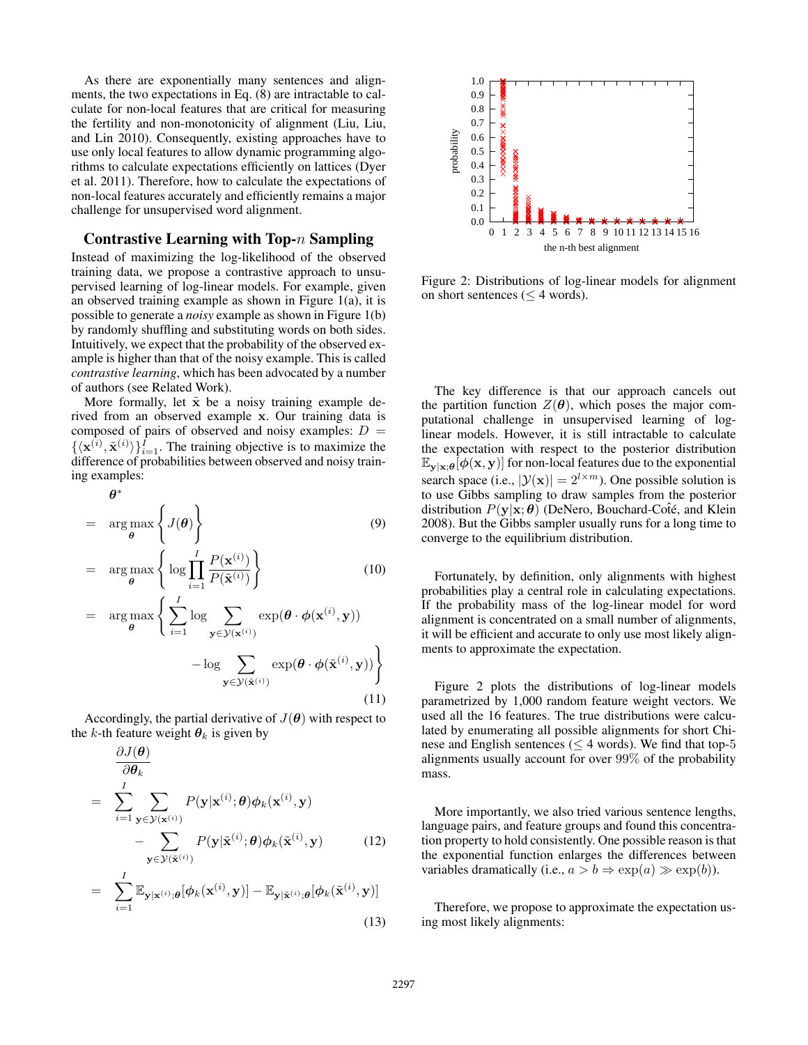As there are exponentially many sentences and alignments, the two expectations in Eq. (8) are intractable to calculate for non-local features that are critical for measuring the fertility and non-monotonicity of alignment (Liu, Liu, and Lin 2010). Consequently, existing approaches have to use only local features to allow dynamic programming algorithms to calculate expectations efficiently on lattices (Dyer et al. 2011). Therefore, how to calculate the expectations of non-local features accurately and efficiently remains a major challenge for unsupervised word alignment.

## Contrastive Learning with Top-$n$ Sampling

Instead of maximizing the log-likelihood of the observed training data, we propose a contrastive approach to unsupervised learning of log-linear models. For example, given an observed training example as shown in Figure 1(a), it is possible to generate a *noisy* example as shown in Figure 1(b) by randomly shuffling and substituting words on both sides. Intuitively, we expect that the probability of the observed example is higher than that of the noisy example. This is called *contrastive learning*, which has been advocated by a number of authors (see Related Work).

More formally, let $\tilde{\mathbf{x}}$ be a noisy training example derived from an observed example $\mathbf{x}$. Our training data is composed of pairs of observed and noisy examples: $D = \{\langle \mathbf{x}^{(i)}, \tilde{\mathbf{x}}^{(i)} \rangle\}_{i=1}^{I}$. The training objective is to maximize the difference of probabilities between observed and noisy training examples:

$$
\begin{aligned}
& \boldsymbol{\theta}^* \\
= \quad & \arg\max_{\boldsymbol{\theta}} \left\{ J(\boldsymbol{\theta}) \right\} & (9) \\
= \quad & \arg\max_{\boldsymbol{\theta}} \left\{ \log \prod_{i=1}^{I} \frac{P(\mathbf{x}^{(i)})}{P(\tilde{\mathbf{x}}^{(i)})} \right\} & (10) \\
= \quad & \arg\max_{\boldsymbol{\theta}} \left\{ \sum_{i=1}^{I} \log \sum_{\mathbf{y} \in \mathcal{Y}(\mathbf{x}^{(i)})} \exp(\boldsymbol{\theta} \cdot \boldsymbol{\phi}(\mathbf{x}^{(i)}, \mathbf{y})) \right. \\
& \left. - \log \sum_{\mathbf{y} \in \mathcal{Y}(\tilde{\mathbf{x}}^{(i)})} \exp(\boldsymbol{\theta} \cdot \boldsymbol{\phi}(\tilde{\mathbf{x}}^{(i)}, \mathbf{y})) \right\} & (11)
\end{aligned}
$$

Accordingly, the partial derivative of $J(\boldsymbol{\theta})$ with respect to the $k$-th feature weight $\boldsymbol{\theta}_k$ is given by

$$
\begin{aligned}
& \frac{\partial J(\boldsymbol{\theta})}{\partial \boldsymbol{\theta}_k} \\
= \quad & \sum_{i=1}^{I} \sum_{\mathbf{y} \in \mathcal{Y}(\mathbf{x}^{(i)})} P(\mathbf{y}|\mathbf{x}^{(i)}; \boldsymbol{\theta}) \phi_k(\mathbf{x}^{(i)}, \mathbf{y}) \\
& - \sum_{\mathbf{y} \in \mathcal{Y}(\tilde{\mathbf{x}}^{(i)})} P(\mathbf{y}|\tilde{\mathbf{x}}^{(i)}; \boldsymbol{\theta}) \phi_k(\tilde{\mathbf{x}}^{(i)}, \mathbf{y}) & (12) \\
= \quad & \sum_{i=1}^{I} \mathbb{E}_{\mathbf{y}|\mathbf{x}^{(i)}; \boldsymbol{\theta}}[\phi_k(\mathbf{x}^{(i)}, \mathbf{y})] - \mathbb{E}_{\mathbf{y}|\tilde{\mathbf{x}}^{(i)}; \boldsymbol{\theta}}[\phi_k(\tilde{\mathbf{x}}^{(i)}, \mathbf{y})] & (13)
\end{aligned}
$$

Figure 2: Distributions of log-linear models for alignment on short sentences ($\leq 4$ words).

The key difference is that our approach cancels out the partition function $Z(\boldsymbol{\theta})$, which poses the major computational challenge in unsupervised learning of log-linear models. However, it is still intractable to calculate the expectation with respect to the posterior distribution $\mathbb{E}_{\mathbf{y}|\mathbf{x}; \boldsymbol{\theta}}[\boldsymbol{\phi}(\mathbf{x}, \mathbf{y})]$ for non-local features due to the exponential search space (i.e., $|\mathcal{Y}(\mathbf{x})| = 2^{l \times m}$). One possible solution is to use Gibbs sampling to draw samples from the posterior distribution $P(\mathbf{y}|\mathbf{x}; \boldsymbol{\theta})$ (DeNero, Bouchard-Côté, and Klein 2008). But the Gibbs sampler usually runs for a long time to converge to the equilibrium distribution.

Fortunately, by definition, only alignments with highest probabilities play a central role in calculating expectations. If the probability mass of the log-linear model for word alignment is concentrated on a small number of alignments, it will be efficient and accurate to only use most likely alignments to approximate the expectation.

Figure 2 plots the distributions of log-linear models parametrized by 1,000 random feature weight vectors. We used all the 16 features. The true distributions were calculated by enumerating all possible alignments for short Chinese and English sentences ($\leq 4$ words). We find that top-5 alignments usually account for over 99% of the probability mass.

More importantly, we also tried various sentence lengths, language pairs, and feature groups and found this concentration property to hold consistently. One possible reason is that the exponential function enlarges the differences between variables dramatically (i.e., $a > b \Rightarrow \exp(a) \gg \exp(b)$).

Therefore, we propose to approximate the expectation using most likely alignments: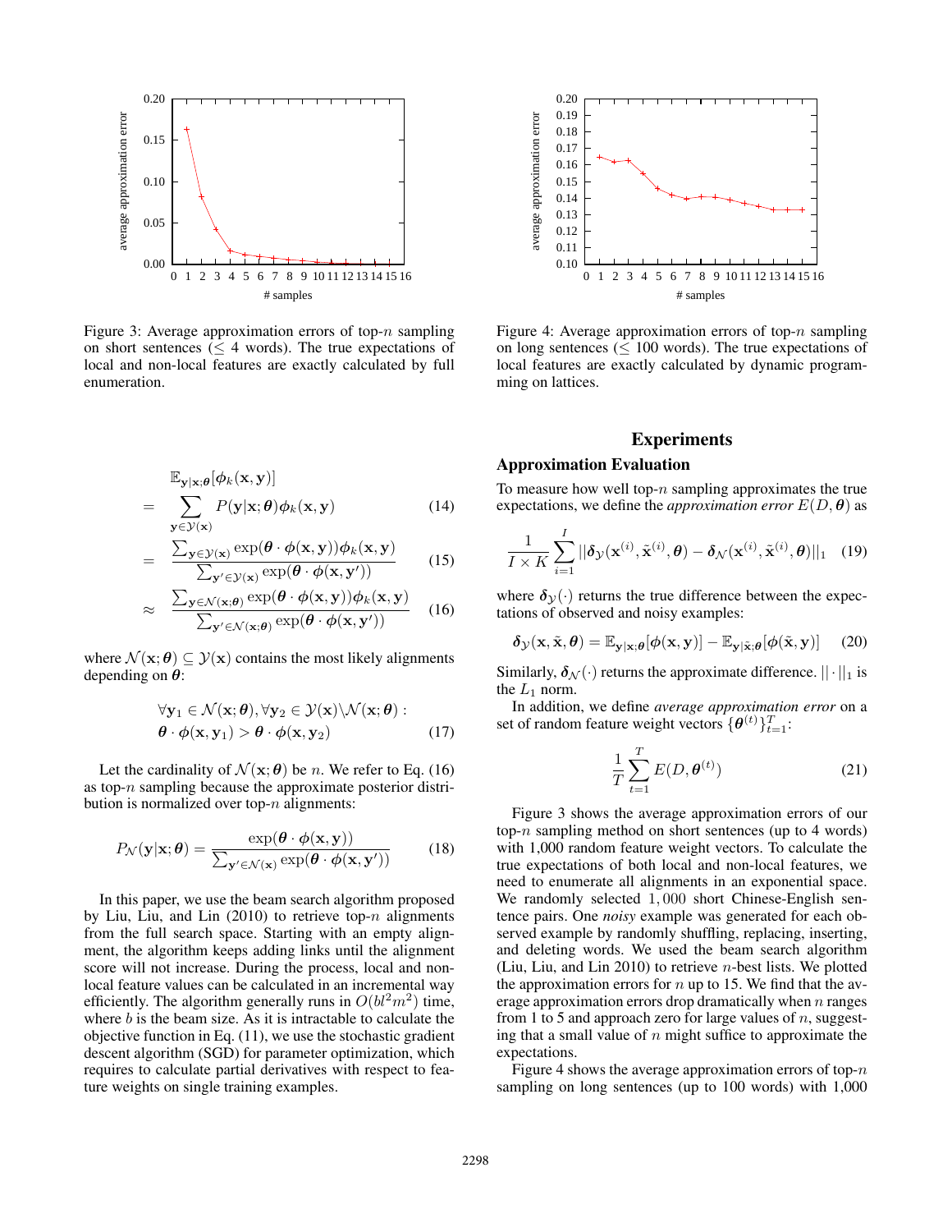Figure 3: Average approximation errors of top-$n$ sampling on short sentences ($\leq$ 4 words). The true expectations of local and non-local features are exactly calculated by full enumeration.

Figure 4: Average approximation errors of top-$n$ sampling on long sentences ($\leq$ 100 words). The true expectations of local features are exactly calculated by dynamic programming on lattices.

$$
\begin{aligned}
& \mathbb{E}_{\mathbf{y}|\mathbf{x};\boldsymbol{\theta}}[\phi_k(\mathbf{x}, \mathbf{y})] \\
= & \sum_{\mathbf{y} \in \mathcal{Y}(\mathbf{x})} P(\mathbf{y}|\mathbf{x};\boldsymbol{\theta}) \phi_k(\mathbf{x}, \mathbf{y}) \quad (14) \\
= & \frac{\sum_{\mathbf{y} \in \mathcal{Y}(\mathbf{x})} \exp(\boldsymbol{\theta} \cdot \boldsymbol{\phi}(\mathbf{x}, \mathbf{y})) \phi_k(\mathbf{x}, \mathbf{y})}{\sum_{\mathbf{y}' \in \mathcal{Y}(\mathbf{x})} \exp(\boldsymbol{\theta} \cdot \boldsymbol{\phi}(\mathbf{x}, \mathbf{y}'))} \quad (15) \\
\approx & \frac{\sum_{\mathbf{y} \in \mathcal{N}(\mathbf{x};\boldsymbol{\theta})} \exp(\boldsymbol{\theta} \cdot \boldsymbol{\phi}(\mathbf{x}, \mathbf{y})) \phi_k(\mathbf{x}, \mathbf{y})}{\sum_{\mathbf{y}' \in \mathcal{N}(\mathbf{x};\boldsymbol{\theta})} \exp(\boldsymbol{\theta} \cdot \boldsymbol{\phi}(\mathbf{x}, \mathbf{y}'))} \quad (16)
\end{aligned}
$$

where $\mathcal{N}(\mathbf{x};\boldsymbol{\theta}) \subseteq \mathcal{Y}(\mathbf{x})$ contains the most likely alignments depending on $\boldsymbol{\theta}$:

$$
\begin{aligned}
& \forall \mathbf{y}_1 \in \mathcal{N}(\mathbf{x};\boldsymbol{\theta}), \forall \mathbf{y}_2 \in \mathcal{Y}(\mathbf{x}) \backslash \mathcal{N}(\mathbf{x};\boldsymbol{\theta}) : \\
& \boldsymbol{\theta} \cdot \boldsymbol{\phi}(\mathbf{x}, \mathbf{y}_1) > \boldsymbol{\theta} \cdot \boldsymbol{\phi}(\mathbf{x}, \mathbf{y}_2) \quad (17)
\end{aligned}
$$

Let the cardinality of $\mathcal{N}(\mathbf{x};\boldsymbol{\theta})$ be $n$. We refer to Eq. (16) as top-$n$ sampling because the approximate posterior distribution is normalized over top-$n$ alignments:

$$
P_{\mathcal{N}}(\mathbf{y}|\mathbf{x};\boldsymbol{\theta}) = \frac{\exp(\boldsymbol{\theta} \cdot \boldsymbol{\phi}(\mathbf{x}, \mathbf{y}))}{\sum_{\mathbf{y}' \in \mathcal{N}(\mathbf{x})} \exp(\boldsymbol{\theta} \cdot \boldsymbol{\phi}(\mathbf{x}, \mathbf{y}'))} \quad (18)
$$

In this paper, we use the beam search algorithm proposed by Liu, Liu, and Lin (2010) to retrieve top-$n$ alignments from the full search space. Starting with an empty alignment, the algorithm keeps adding links until the alignment score will not increase. During the process, local and non-local feature values can be calculated in an incremental way efficiently. The algorithm generally runs in $O(bl^2m^2)$ time, where $b$ is the beam size. As it is intractable to calculate the objective function in Eq. (11), we use the stochastic gradient descent algorithm (SGD) for parameter optimization, which requires to calculate partial derivatives with respect to feature weights on single training examples.

# Experiments

## Approximation Evaluation

To measure how well top-$n$ sampling approximates the true expectations, we define the *approximation error* $E(D, \boldsymbol{\theta})$ as

$$
\frac{1}{I \times K} \sum_{i=1}^{I} ||\boldsymbol{\delta}_{\mathcal{Y}}(\mathbf{x}^{(i)}, \tilde{\mathbf{x}}^{(i)}, \boldsymbol{\theta}) - \boldsymbol{\delta}_{\mathcal{N}}(\mathbf{x}^{(i)}, \tilde{\mathbf{x}}^{(i)}, \boldsymbol{\theta})||_1 \quad (19)
$$

where $\boldsymbol{\delta}_{\mathcal{Y}}(\cdot)$ returns the true difference between the expectations of observed and noisy examples:

$$
\boldsymbol{\delta}_{\mathcal{Y}}(\mathbf{x}, \tilde{\mathbf{x}}, \boldsymbol{\theta}) = \mathbb{E}_{\mathbf{y}|\mathbf{x};\boldsymbol{\theta}}[\boldsymbol{\phi}(\mathbf{x}, \mathbf{y})] - \mathbb{E}_{\mathbf{y}|\tilde{\mathbf{x}};\boldsymbol{\theta}}[\boldsymbol{\phi}(\tilde{\mathbf{x}}, \mathbf{y})] \quad (20)
$$

Similarly, $\boldsymbol{\delta}_{\mathcal{N}}(\cdot)$ returns the approximate difference. $||\cdot||_1$ is the $L_1$ norm.

In addition, we define *average approximation error* on a set of random feature weight vectors $\{\boldsymbol{\theta}^{(t)}\}_{t=1}^{T}$:

$$
\frac{1}{T} \sum_{t=1}^{T} E(D, \boldsymbol{\theta}^{(t)}) \quad (21)
$$

Figure 3 shows the average approximation errors of our top-$n$ sampling method on short sentences (up to 4 words) with 1,000 random feature weight vectors. To calculate the true expectations of both local and non-local features, we need to enumerate all alignments in an exponential space. We randomly selected $1,000$ short Chinese-English sentence pairs. One *noisy* example was generated for each observed example by randomly shuffling, replacing, inserting, and deleting words. We used the beam search algorithm (Liu, Liu, and Lin 2010) to retrieve $n$-best lists. We plotted the approximation errors for $n$ up to 15. We find that the average approximation errors drop dramatically when $n$ ranges from 1 to 5 and approach zero for large values of $n$, suggesting that a small value of $n$ might suffice to approximate the expectations.

Figure 4 shows the average approximation errors of top-$n$ sampling on long sentences (up to 100 words) with 1,000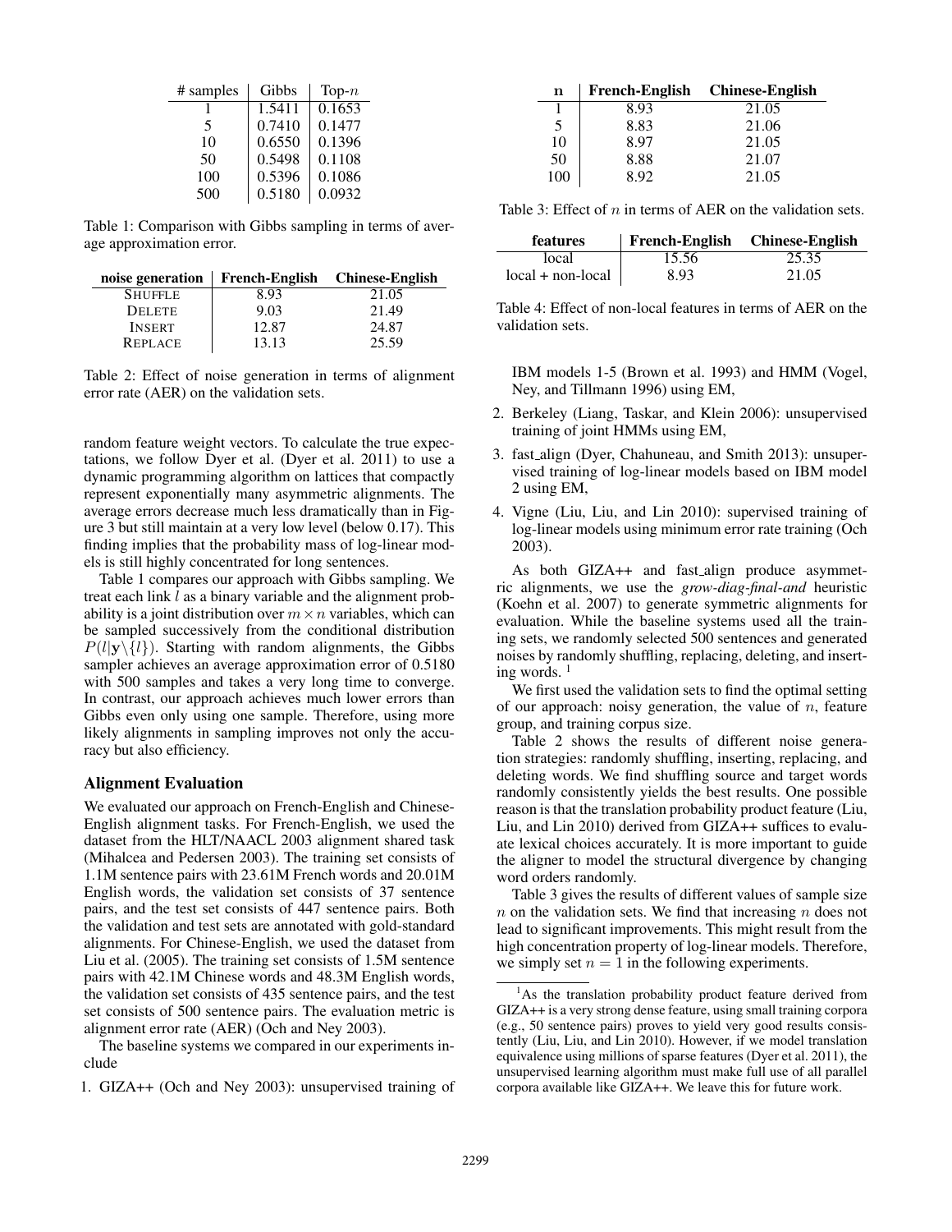| # samples | Gibbs | Top-$n$ |
|---|---|---|
| 1 | 1.5411 | 0.1653 |
| 5 | 0.7410 | 0.1477 |
| 10 | 0.6550 | 0.1396 |
| 50 | 0.5498 | 0.1108 |
| 100 | 0.5396 | 0.1086 |
| 500 | 0.5180 | 0.0932 |

Table 1: Comparison with Gibbs sampling in terms of average approximation error.

| noise generation | French-English | Chinese-English |
|---|---|---|
| SHUFFLE | 8.93 | 21.05 |
| DELETE | 9.03 | 21.49 |
| INSERT | 12.87 | 24.87 |
| REPLACE | 13.13 | 25.59 |

Table 2: Effect of noise generation in terms of alignment error rate (AER) on the validation sets.

random feature weight vectors. To calculate the true expectations, we follow Dyer et al. (Dyer et al. 2011) to use a dynamic programming algorithm on lattices that compactly represent exponentially many asymmetric alignments. The average errors decrease much less dramatically than in Figure 3 but still maintain at a very low level (below 0.17). This finding implies that the probability mass of log-linear models is still highly concentrated for long sentences.

Table 1 compares our approach with Gibbs sampling. We treat each link $l$ as a binary variable and the alignment probability is a joint distribution over $m \times n$ variables, which can be sampled successively from the conditional distribution $P(l|\mathbf{y}\backslash\{l\})$. Starting with random alignments, the Gibbs sampler achieves an average approximation error of 0.5180 with 500 samples and takes a very long time to converge. In contrast, our approach achieves much lower errors than Gibbs even only using one sample. Therefore, using more likely alignments in sampling improves not only the accuracy but also efficiency.

## Alignment Evaluation

We evaluated our approach on French-English and Chinese-English alignment tasks. For French-English, we used the dataset from the HLT/NAACL 2003 alignment shared task (Mihalcea and Pedersen 2003). The training set consists of 1.1M sentence pairs with 23.61M French words and 20.01M English words, the validation set consists of 37 sentence pairs, and the test set consists of 447 sentence pairs. Both the validation and test sets are annotated with gold-standard alignments. For Chinese-English, we used the dataset from Liu et al. (2005). The training set consists of 1.5M sentence pairs with 42.1M Chinese words and 48.3M English words, the validation set consists of 435 sentence pairs, and the test set consists of 500 sentence pairs. The evaluation metric is alignment error rate (AER) (Och and Ney 2003).

The baseline systems we compared in our experiments include

1. GIZA++ (Och and Ney 2003): unsupervised training of IBM models 1-5 (Brown et al. 1993) and HMM (Vogel, Ney, and Tillmann 1996) using EM,
2. Berkeley (Liang, Taskar, and Klein 2006): unsupervised training of joint HMMs using EM,
3. fast_align (Dyer, Chahuneau, and Smith 2013): unsupervised training of log-linear models based on IBM model 2 using EM,
4. Vigne (Liu, Liu, and Lin 2010): supervised training of log-linear models using minimum error rate training (Och 2003).

| n | French-English | Chinese-English |
|---|---|---|
| 1 | 8.93 | 21.05 |
| 5 | 8.83 | 21.06 |
| 10 | 8.97 | 21.05 |
| 50 | 8.88 | 21.07 |
| 100 | 8.92 | 21.05 |

Table 3: Effect of $n$ in terms of AER on the validation sets.

| features | French-English | Chinese-English |
|---|---|---|
| local | 15.56 | 25.35 |
| local + non-local | 8.93 | 21.05 |

Table 4: Effect of non-local features in terms of AER on the validation sets.

As both GIZA++ and fast_align produce asymmetric alignments, we use the *grow-diag-final-and* heuristic (Koehn et al. 2007) to generate symmetric alignments for evaluation. While the baseline systems used all the training sets, we randomly selected 500 sentences and generated noises by randomly shuffling, replacing, deleting, and inserting words. [1]

We first used the validation sets to find the optimal setting of our approach: noisy generation, the value of $n$, feature group, and training corpus size.

Table 2 shows the results of different noise generation strategies: randomly shuffling, inserting, replacing, and deleting words. We find shuffling source and target words randomly consistently yields the best results. One possible reason is that the translation probability product feature (Liu, Liu, and Lin 2010) derived from GIZA++ suffices to evaluate lexical choices accurately. It is more important to guide the aligner to model the structural divergence by changing word orders randomly.

Table 3 gives the results of different values of sample size $n$ on the validation sets. We find that increasing $n$ does not lead to significant improvements. This might result from the high concentration property of log-linear models. Therefore, we simply set $n = 1$ in the following experiments.

[1] As the translation probability product feature derived from GIZA++ is a very strong dense feature, using small training corpora (e.g., 50 sentence pairs) proves to yield very good results consistently (Liu, Liu, and Lin 2010). However, if we model translation equivalence using millions of sparse features (Dyer et al. 2011), the unsupervised learning algorithm must make full use of all parallel corpora available like GIZA++. We leave this for future work.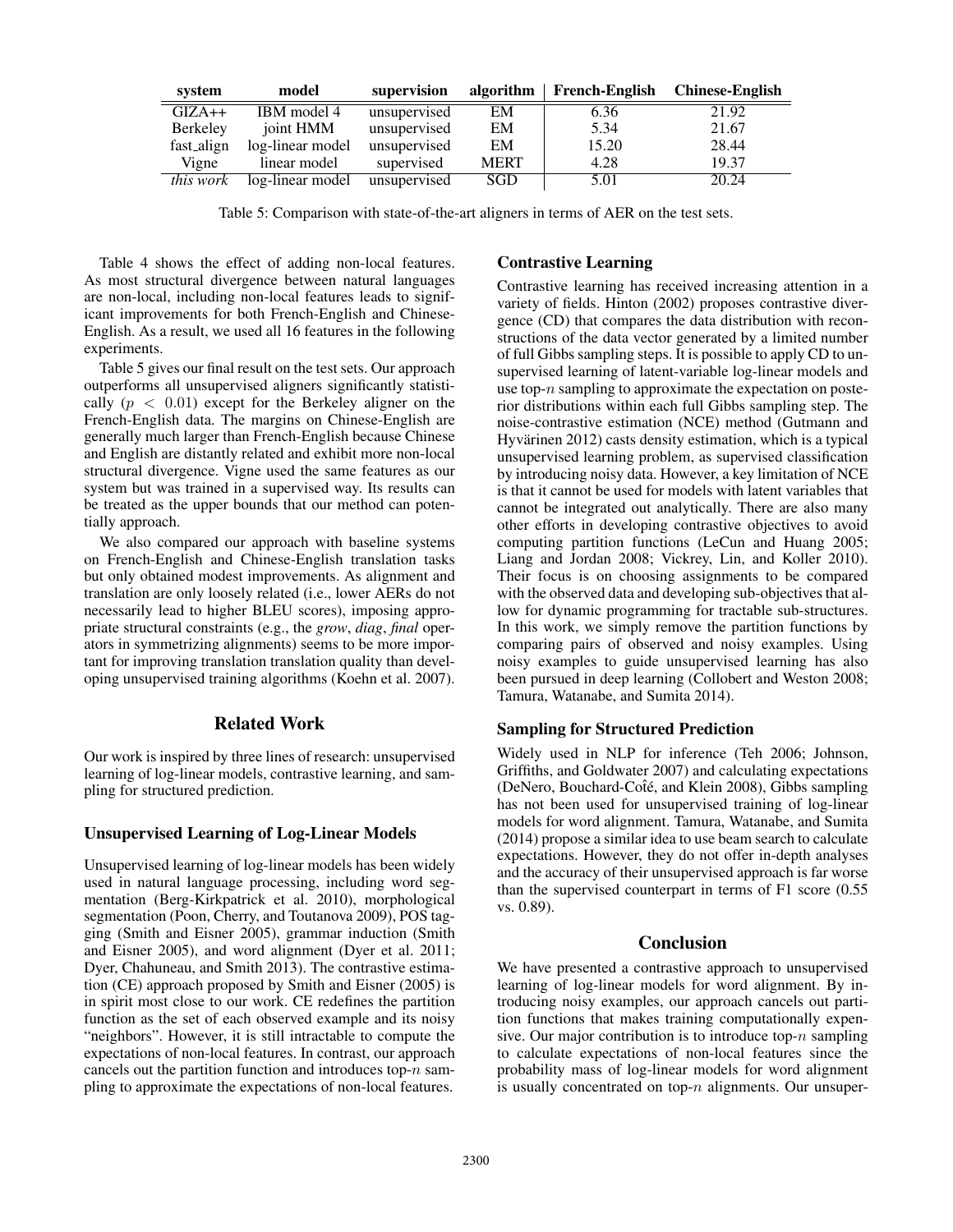| system | model | supervision | algorithm | French-English | Chinese-English |
|---|---|---|---|---|---|
| GIZA++ | IBM model 4 | unsupervised | EM | 6.36 | 21.92 |
| Berkeley | joint HMM | unsupervised | EM | 5.34 | 21.67 |
| fast_align | log-linear model | unsupervised | EM | 15.20 | 28.44 |
| Vigne | linear model | supervised | MERT | 4.28 | 19.37 |
| *this work* | log-linear model | unsupervised | SGD | 5.01 | 20.24 |

Table 5: Comparison with state-of-the-art aligners in terms of AER on the test sets.

Table 4 shows the effect of adding non-local features. As most structural divergence between natural languages are non-local, including non-local features leads to significant improvements for both French-English and Chinese-English. As a result, we used all 16 features in the following experiments.

Table 5 gives our final result on the test sets. Our approach outperforms all unsupervised aligners significantly statistically ($p < 0.01$) except for the Berkeley aligner on the French-English data. The margins on Chinese-English are generally much larger than French-English because Chinese and English are distantly related and exhibit more non-local structural divergence. Vigne used the same features as our system but was trained in a supervised way. Its results can be treated as the upper bounds that our method can potentially approach.

We also compared our approach with baseline systems on French-English and Chinese-English translation tasks but only obtained modest improvements. As alignment and translation are only loosely related (i.e., lower AERs do not necessarily lead to higher BLEU scores), imposing appropriate structural constraints (e.g., the *grow*, *diag*, *final* operators in symmetrizing alignments) seems to be more important for improving translation translation quality than developing unsupervised training algorithms (Koehn et al. 2007).

## Related Work

Our work is inspired by three lines of research: unsupervised learning of log-linear models, contrastive learning, and sampling for structured prediction.

### Unsupervised Learning of Log-Linear Models

Unsupervised learning of log-linear models has been widely used in natural language processing, including word segmentation (Berg-Kirkpatrick et al. 2010), morphological segmentation (Poon, Cherry, and Toutanova 2009), POS tagging (Smith and Eisner 2005), grammar induction (Smith and Eisner 2005), and word alignment (Dyer et al. 2011; Dyer, Chahuneau, and Smith 2013). The contrastive estimation (CE) approach proposed by Smith and Eisner (2005) is in spirit most close to our work. CE redefines the partition function as the set of each observed example and its noisy "neighbors". However, it is still intractable to compute the expectations of non-local features. In contrast, our approach cancels out the partition function and introduces top-$n$ sampling to approximate the expectations of non-local features.

### Contrastive Learning

Contrastive learning has received increasing attention in a variety of fields. Hinton (2002) proposes contrastive divergence (CD) that compares the data distribution with reconstructions of the data vector generated by a limited number of full Gibbs sampling steps. It is possible to apply CD to unsupervised learning of latent-variable log-linear models and use top-$n$ sampling to approximate the expectation on posterior distributions within each full Gibbs sampling step. The noise-contrastive estimation (NCE) method (Gutmann and Hyvärinen 2012) casts density estimation, which is a typical unsupervised learning problem, as supervised classification by introducing noisy data. However, a key limitation of NCE is that it cannot be used for models with latent variables that cannot be integrated out analytically. There are also many other efforts in developing contrastive objectives to avoid computing partition functions (LeCun and Huang 2005; Liang and Jordan 2008; Vickrey, Lin, and Koller 2010). Their focus is on choosing assignments to be compared with the observed data and developing sub-objectives that allow for dynamic programming for tractable sub-structures. In this work, we simply remove the partition functions by comparing pairs of observed and noisy examples. Using noisy examples to guide unsupervised learning has also been pursued in deep learning (Collobert and Weston 2008; Tamura, Watanabe, and Sumita 2014).

### Sampling for Structured Prediction

Widely used in NLP for inference (Teh 2006; Johnson, Griffiths, and Goldwater 2007) and calculating expectations (DeNero, Bouchard-Coîté, and Klein 2008), Gibbs sampling has not been used for unsupervised training of log-linear models for word alignment. Tamura, Watanabe, and Sumita (2014) propose a similar idea to use beam search to calculate expectations. However, they do not offer in-depth analyses and the accuracy of their unsupervised approach is far worse than the supervised counterpart in terms of F1 score (0.55 vs. 0.89).

## Conclusion

We have presented a contrastive approach to unsupervised learning of log-linear models for word alignment. By introducing noisy examples, our approach cancels out partition functions that makes training computationally expensive. Our major contribution is to introduce top-$n$ sampling to calculate expectations of non-local features since the probability mass of log-linear models for word alignment is usually concentrated on top-$n$ alignments. Our unsuper-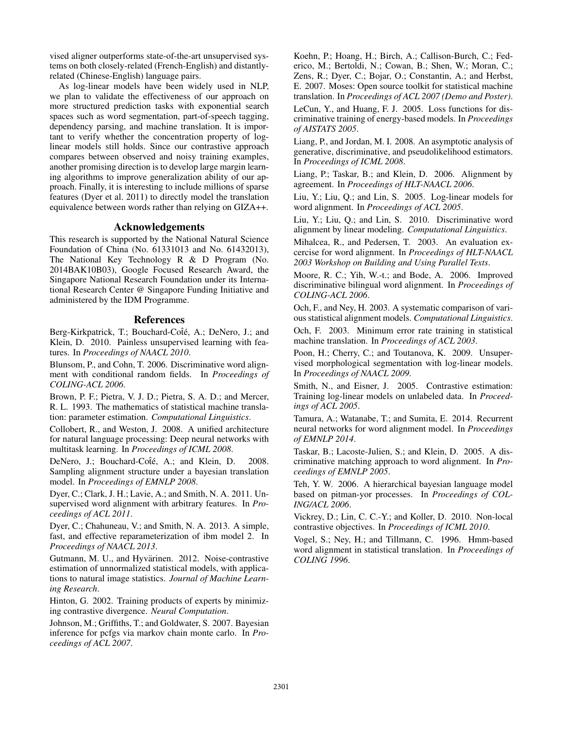vised aligner outperforms state-of-the-art unsupervised systems on both closely-related (French-English) and distantly-related (Chinese-English) language pairs.

As log-linear models have been widely used in NLP, we plan to validate the effectiveness of our approach on more structured prediction tasks with exponential search spaces such as word segmentation, part-of-speech tagging, dependency parsing, and machine translation. It is important to verify whether the concentration property of log-linear models still holds. Since our contrastive approach compares between observed and noisy training examples, another promising direction is to develop large margin learning algorithms to improve generalization ability of our approach. Finally, it is interesting to include millions of sparse features (Dyer et al. 2011) to directly model the translation equivalence between words rather than relying on GIZA++.

## Acknowledgements

This research is supported by the National Natural Science Foundation of China (No. 61331013 and No. 61432013), The National Key Technology R & D Program (No. 2014BAK10B03), Google Focused Research Award, the Singapore National Research Foundation under its International Research Center @ Singapore Funding Initiative and administered by the IDM Programme.

## References

Berg-Kirkpatrick, T.; Bouchard-Coîté, A.; DeNero, J.; and Klein, D. 2010. Painless unsupervised learning with features. In *Proceedings of NAACL 2010*.

Blunsom, P., and Cohn, T. 2006. Discriminative word alignment with conditional random fields. In *Proceedings of COLING-ACL 2006*.

Brown, P. F.; Pietra, V. J. D.; Pietra, S. A. D.; and Mercer, R. L. 1993. The mathematics of statistical machine translation: parameter estimation. *Computational Linguistics*.

Collobert, R., and Weston, J. 2008. A unified architecture for natural language processing: Deep neural networks with multitask learning. In *Proceedings of ICML 2008*.

DeNero, J.; Bouchard-Coîté, A.; and Klein, D. 2008. Sampling alignment structure under a bayesian translation model. In *Proceedings of EMNLP 2008*.

Dyer, C.; Clark, J. H.; Lavie, A.; and Smith, N. A. 2011. Unsupervised word alignment with arbitrary features. In *Proceedings of ACL 2011*.

Dyer, C.; Chahuneau, V.; and Smith, N. A. 2013. A simple, fast, and effective reparameterization of ibm model 2. In *Proceedings of NAACL 2013*.

Gutmann, M. U., and Hyvärinen. 2012. Noise-contrastive estimation of unnormalized statistical models, with applications to natural image statistics. *Journal of Machine Learning Research*.

Hinton, G. 2002. Training products of experts by minimizing contrastive divergence. *Neural Computation*.

Johnson, M.; Griffiths, T.; and Goldwater, S. 2007. Bayesian inference for pcfgs via markov chain monte carlo. In *Proceedings of ACL 2007*.

Koehn, P.; Hoang, H.; Birch, A.; Callison-Burch, C.; Federico, M.; Bertoldi, N.; Cowan, B.; Shen, W.; Moran, C.; Zens, R.; Dyer, C.; Bojar, O.; Constantin, A.; and Herbst, E. 2007. Moses: Open source toolkit for statistical machine translation. In *Proceedings of ACL 2007 (Demo and Poster)*.

LeCun, Y., and Huang, F. J. 2005. Loss functions for discriminative training of energy-based models. In *Proceedings of AISTATS 2005*.

Liang, P., and Jordan, M. I. 2008. An asymptotic analysis of generative, discriminative, and pseudolikelihood estimators. In *Proceedings of ICML 2008*.

Liang, P.; Taskar, B.; and Klein, D. 2006. Alignment by agreement. In *Proceedings of HLT-NAACL 2006*.

Liu, Y.; Liu, Q.; and Lin, S. 2005. Log-linear models for word alignment. In *Proceedings of ACL 2005*.

Liu, Y.; Liu, Q.; and Lin, S. 2010. Discriminative word alignment by linear modeling. *Computational Linguistics*.

Mihalcea, R., and Pedersen, T. 2003. An evaluation excercise for word alignment. In *Proceedings of HLT-NAACL 2003 Workshop on Building and Using Parallel Texts*.

Moore, R. C.; Yih, W.-t.; and Bode, A. 2006. Improved discriminative bilingual word alignment. In *Proceedings of COLING-ACL 2006*.

Och, F., and Ney, H. 2003. A systematic comparison of various statistical alignment models. *Computational Linguistics*.

Och, F. 2003. Minimum error rate training in statistical machine translation. In *Proceedings of ACL 2003*.

Poon, H.; Cherry, C.; and Toutanova, K. 2009. Unsupervised morphological segmentation with log-linear models. In *Proceedings of NAACL 2009*.

Smith, N., and Eisner, J. 2005. Contrastive estimation: Training log-linear models on unlabeled data. In *Proceedings of ACL 2005*.

Tamura, A.; Watanabe, T.; and Sumita, E. 2014. Recurrent neural networks for word alignment model. In *Proceedings of EMNLP 2014*.

Taskar, B.; Lacoste-Julien, S.; and Klein, D. 2005. A discriminative matching approach to word alignment. In *Proceedings of EMNLP 2005*.

Teh, Y. W. 2006. A hierarchical bayesian language model based on pitman-yor processes. In *Proceedings of COLING/ACL 2006*.

Vickrey, D.; Lin, C. C.-Y.; and Koller, D. 2010. Non-local contrastive objectives. In *Proceedings of ICML 2010*.

Vogel, S.; Ney, H.; and Tillmann, C. 1996. Hmm-based word alignment in statistical translation. In *Proceedings of COLING 1996*.